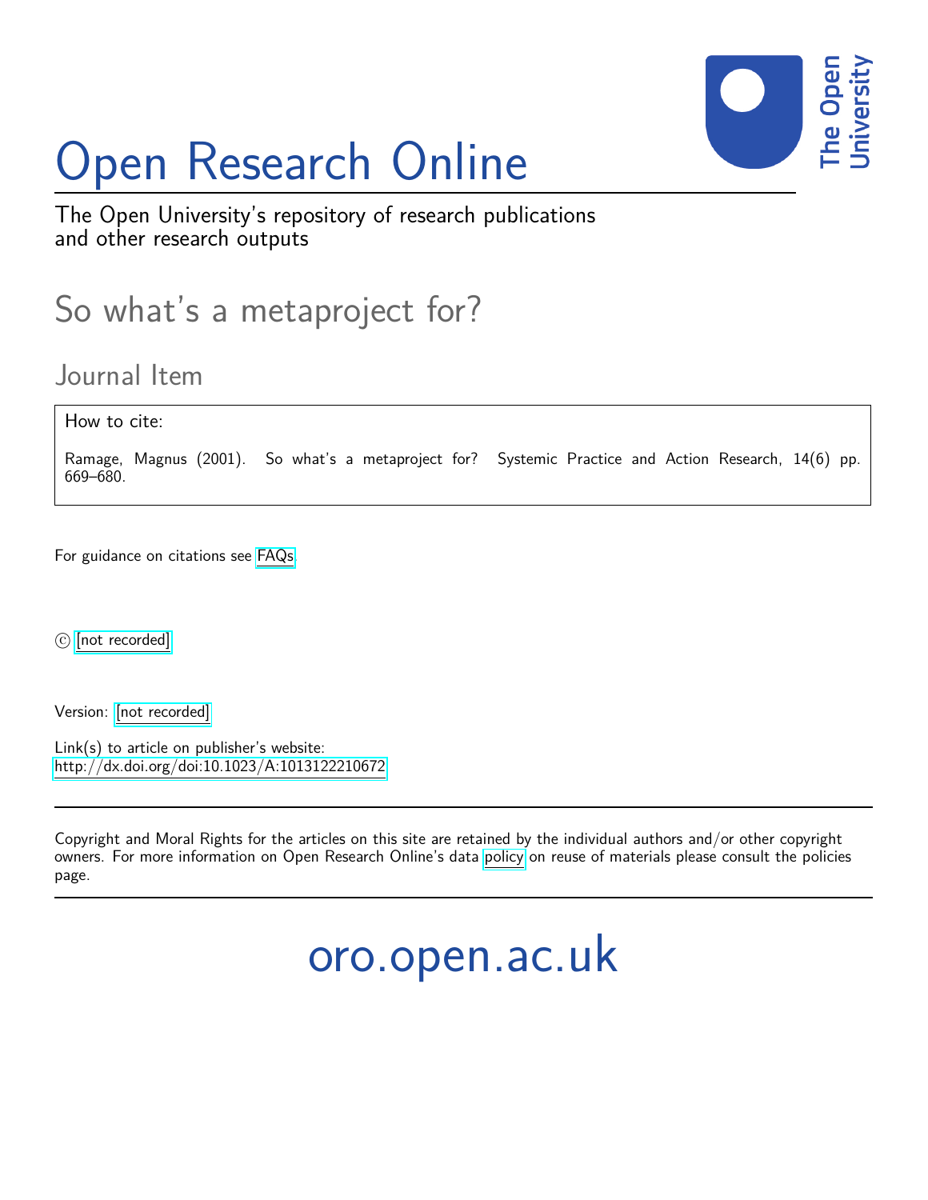# Open Research Online

The Open University's repository of research publications and other research outputs

## So what's a metaproject for?

### Journal Item

How to cite:

Ramage, Magnus (2001). So what's a metaproject for? Systemic Practice and Action Research, 14(6) pp. 669–680.

For guidance on citations see FAQs.

© [not recorded]

Version: [not recorded]

Link(s) to article on publisher's website:
http://dx.doi.org/doi:10.1023/A:1013122210672

Copyright and Moral Rights for the articles on this site are retained by the individual authors and/or other copyright owners. For more information on Open Research Online's data policy on reuse of materials please consult the policies page.

oro.open.ac.uk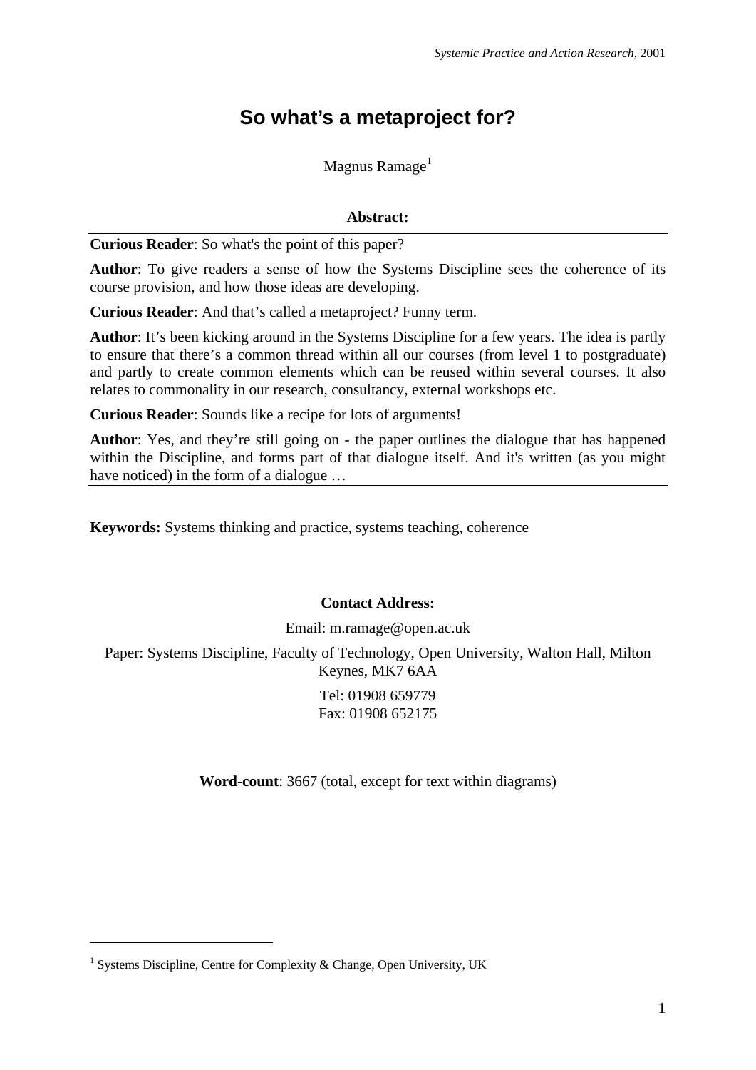# So what's a metaproject for?

Magnus Ramage[1]

**Abstract:**

**Curious Reader**: So what's the point of this paper?

**Author**: To give readers a sense of how the Systems Discipline sees the coherence of its course provision, and how those ideas are developing.

**Curious Reader**: And that's called a metaproject? Funny term.

**Author**: It's been kicking around in the Systems Discipline for a few years. The idea is partly to ensure that there's a common thread within all our courses (from level 1 to postgraduate) and partly to create common elements which can be reused within several courses. It also relates to commonality in our research, consultancy, external workshops etc.

**Curious Reader**: Sounds like a recipe for lots of arguments!

**Author**: Yes, and they're still going on - the paper outlines the dialogue that has happened within the Discipline, and forms part of that dialogue itself. And it's written (as you might have noticed) in the form of a dialogue …

**Keywords:** Systems thinking and practice, systems teaching, coherence

**Contact Address:**

Email: m.ramage@open.ac.uk

Paper: Systems Discipline, Faculty of Technology, Open University, Walton Hall, Milton Keynes, MK7 6AA

Tel: 01908 659779
Fax: 01908 652175

**Word-count**: 3667 (total, except for text within diagrams)

[1] Systems Discipline, Centre for Complexity & Change, Open University, UK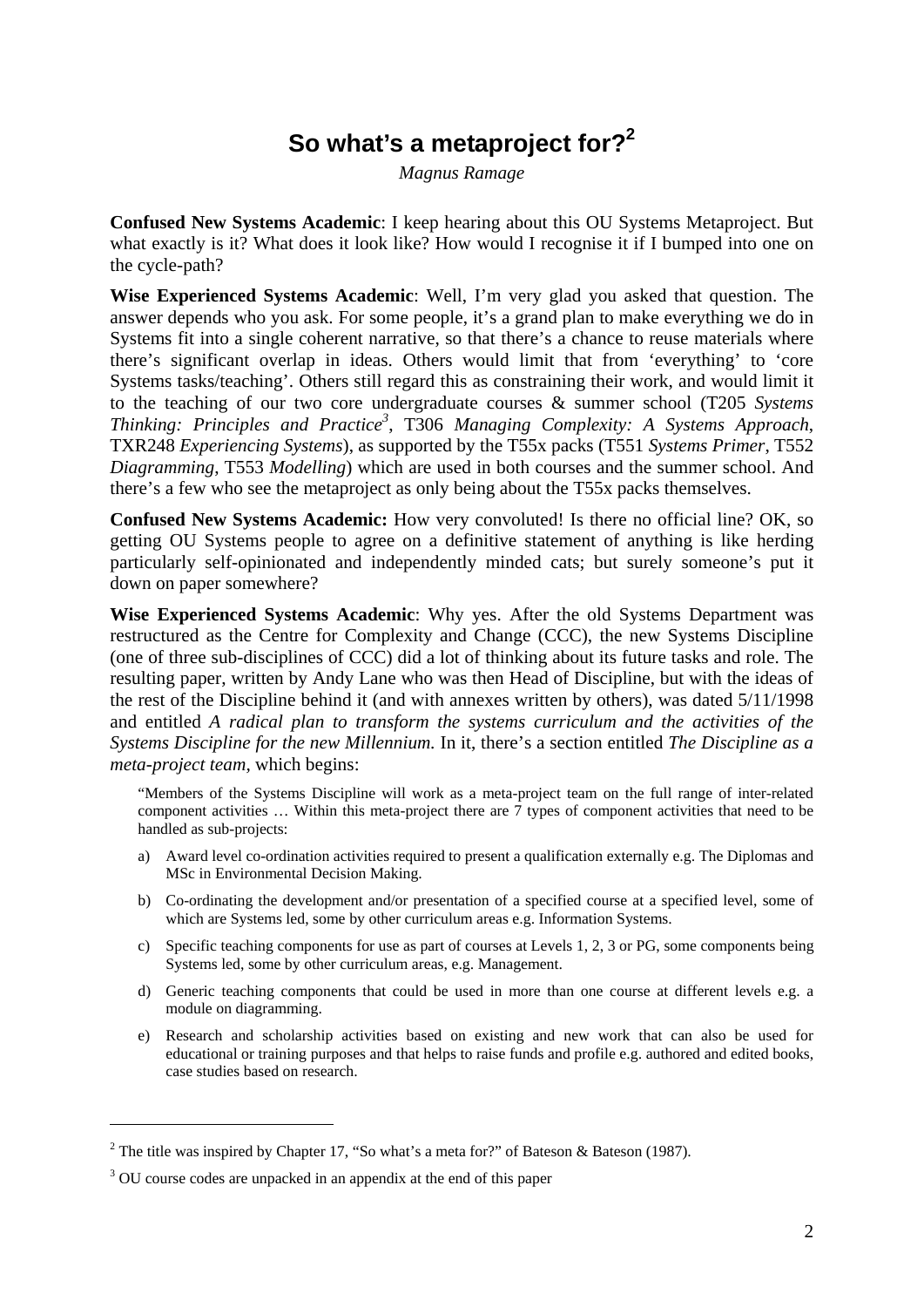# So what's a metaproject for?[2]

*Magnus Ramage*

**Confused New Systems Academic**: I keep hearing about this OU Systems Metaproject. But what exactly is it? What does it look like? How would I recognise it if I bumped into one on the cycle-path?

**Wise Experienced Systems Academic**: Well, I'm very glad you asked that question. The answer depends who you ask. For some people, it's a grand plan to make everything we do in Systems fit into a single coherent narrative, so that there's a chance to reuse materials where there's significant overlap in ideas. Others would limit that from 'everything' to 'core Systems tasks/teaching'. Others still regard this as constraining their work, and would limit it to the teaching of our two core undergraduate courses & summer school (T205 *Systems Thinking: Principles and Practice*[3], T306 *Managing Complexity: A Systems Approach*, TXR248 *Experiencing Systems*), as supported by the T55x packs (T551 *Systems Primer*, T552 *Diagramming*, T553 *Modelling*) which are used in both courses and the summer school. And there's a few who see the metaproject as only being about the T55x packs themselves.

**Confused New Systems Academic:** How very convoluted! Is there no official line? OK, so getting OU Systems people to agree on a definitive statement of anything is like herding particularly self-opinionated and independently minded cats; but surely someone's put it down on paper somewhere?

**Wise Experienced Systems Academic**: Why yes. After the old Systems Department was restructured as the Centre for Complexity and Change (CCC), the new Systems Discipline (one of three sub-disciplines of CCC) did a lot of thinking about its future tasks and role. The resulting paper, written by Andy Lane who was then Head of Discipline, but with the ideas of the rest of the Discipline behind it (and with annexes written by others), was dated 5/11/1998 and entitled *A radical plan to transform the systems curriculum and the activities of the Systems Discipline for the new Millennium.* In it, there's a section entitled *The Discipline as a meta-project team*, which begins:

> "Members of the Systems Discipline will work as a meta-project team on the full range of inter-related component activities … Within this meta-project there are 7 types of component activities that need to be handled as sub-projects:
>
> a) Award level co-ordination activities required to present a qualification externally e.g. The Diplomas and MSc in Environmental Decision Making.
>
> b) Co-ordinating the development and/or presentation of a specified course at a specified level, some of which are Systems led, some by other curriculum areas e.g. Information Systems.
>
> c) Specific teaching components for use as part of courses at Levels 1, 2, 3 or PG, some components being Systems led, some by other curriculum areas, e.g. Management.
>
> d) Generic teaching components that could be used in more than one course at different levels e.g. a module on diagramming.
>
> e) Research and scholarship activities based on existing and new work that can also be used for educational or training purposes and that helps to raise funds and profile e.g. authored and edited books, case studies based on research.

---

[2] The title was inspired by Chapter 17, "So what's a meta for?" of Bateson & Bateson (1987).

[3] OU course codes are unpacked in an appendix at the end of this paper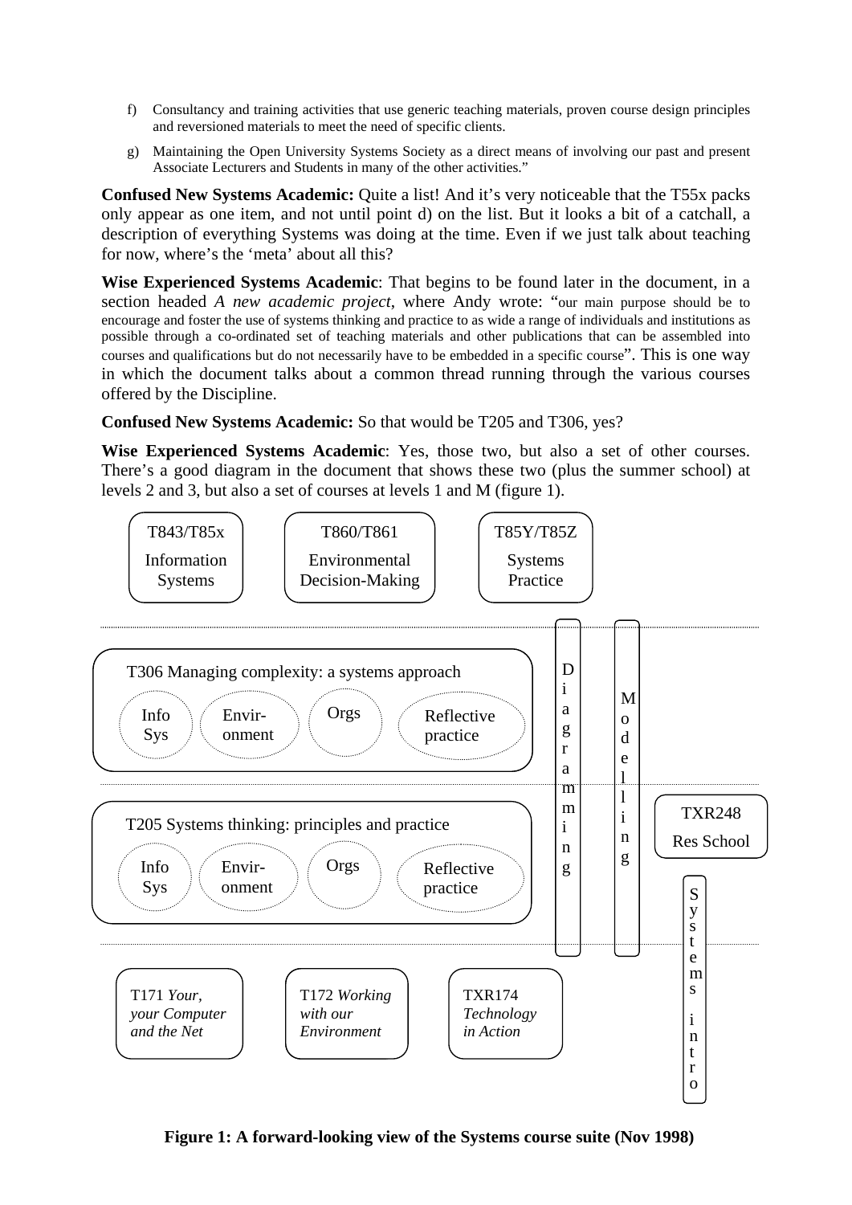f) Consultancy and training activities that use generic teaching materials, proven course design principles and reversioned materials to meet the need of specific clients.

g) Maintaining the Open University Systems Society as a direct means of involving our past and present Associate Lecturers and Students in many of the other activities."

**Confused New Systems Academic:** Quite a list! And it's very noticeable that the T55x packs only appear as one item, and not until point d) on the list. But it looks a bit of a catchall, a description of everything Systems was doing at the time. Even if we just talk about teaching for now, where's the 'meta' about all this?

**Wise Experienced Systems Academic**: That begins to be found later in the document, in a section headed *A new academic project*, where Andy wrote: "our main purpose should be to encourage and foster the use of systems thinking and practice to as wide a range of individuals and institutions as possible through a co-ordinated set of teaching materials and other publications that can be assembled into courses and qualifications but do not necessarily have to be embedded in a specific course". This is one way in which the document talks about a common thread running through the various courses offered by the Discipline.

**Confused New Systems Academic:** So that would be T205 and T306, yes?

**Wise Experienced Systems Academic**: Yes, those two, but also a set of other courses. There's a good diagram in the document that shows these two (plus the summer school) at levels 2 and 3, but also a set of courses at levels 1 and M (figure 1).

T843/T85x Information Systems | T860/T861 Environmental Decision-Making | T85Y/T85Z Systems Practice

T306 Managing complexity: a systems approach — Info Sys | Envir-onment | Orgs | Reflective practice

T205 Systems thinking: principles and practice — Info Sys | Envir-onment | Orgs | Reflective practice

Diagramming | Modelling | TXR248 Res School | Systems intro

T171 *Your, your Computer and the Net* | T172 *Working with our Environment* | TXR174 *Technology in Action*

**Figure 1: A forward-looking view of the Systems course suite (Nov 1998)**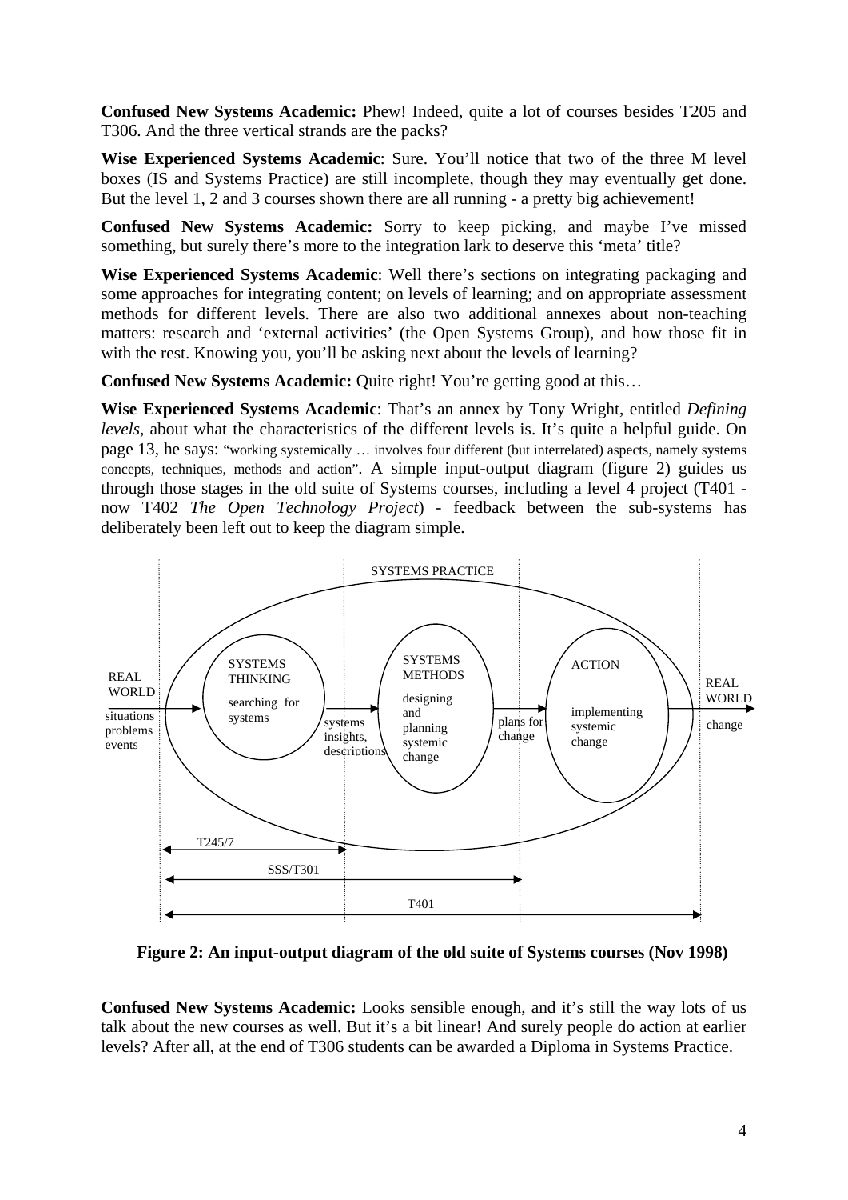**Confused New Systems Academic:** Phew! Indeed, quite a lot of courses besides T205 and T306. And the three vertical strands are the packs?

**Wise Experienced Systems Academic**: Sure. You'll notice that two of the three M level boxes (IS and Systems Practice) are still incomplete, though they may eventually get done. But the level 1, 2 and 3 courses shown there are all running - a pretty big achievement!

**Confused New Systems Academic:** Sorry to keep picking, and maybe I've missed something, but surely there's more to the integration lark to deserve this 'meta' title?

**Wise Experienced Systems Academic**: Well there's sections on integrating packaging and some approaches for integrating content; on levels of learning; and on appropriate assessment methods for different levels. There are also two additional annexes about non-teaching matters: research and 'external activities' (the Open Systems Group), and how those fit in with the rest. Knowing you, you'll be asking next about the levels of learning?

**Confused New Systems Academic:** Quite right! You're getting good at this…

**Wise Experienced Systems Academic**: That's an annex by Tony Wright, entitled *Defining levels*, about what the characteristics of the different levels is. It's quite a helpful guide. On page 13, he says: "working systemically … involves four different (but interrelated) aspects, namely systems concepts, techniques, methods and action". A simple input-output diagram (figure 2) guides us through those stages in the old suite of Systems courses, including a level 4 project (T401 - now T402 *The Open Technology Project*) - feedback between the sub-systems has deliberately been left out to keep the diagram simple.

**Figure 2: An input-output diagram of the old suite of Systems courses (Nov 1998)**

**Confused New Systems Academic:** Looks sensible enough, and it's still the way lots of us talk about the new courses as well. But it's a bit linear! And surely people do action at earlier levels? After all, at the end of T306 students can be awarded a Diploma in Systems Practice.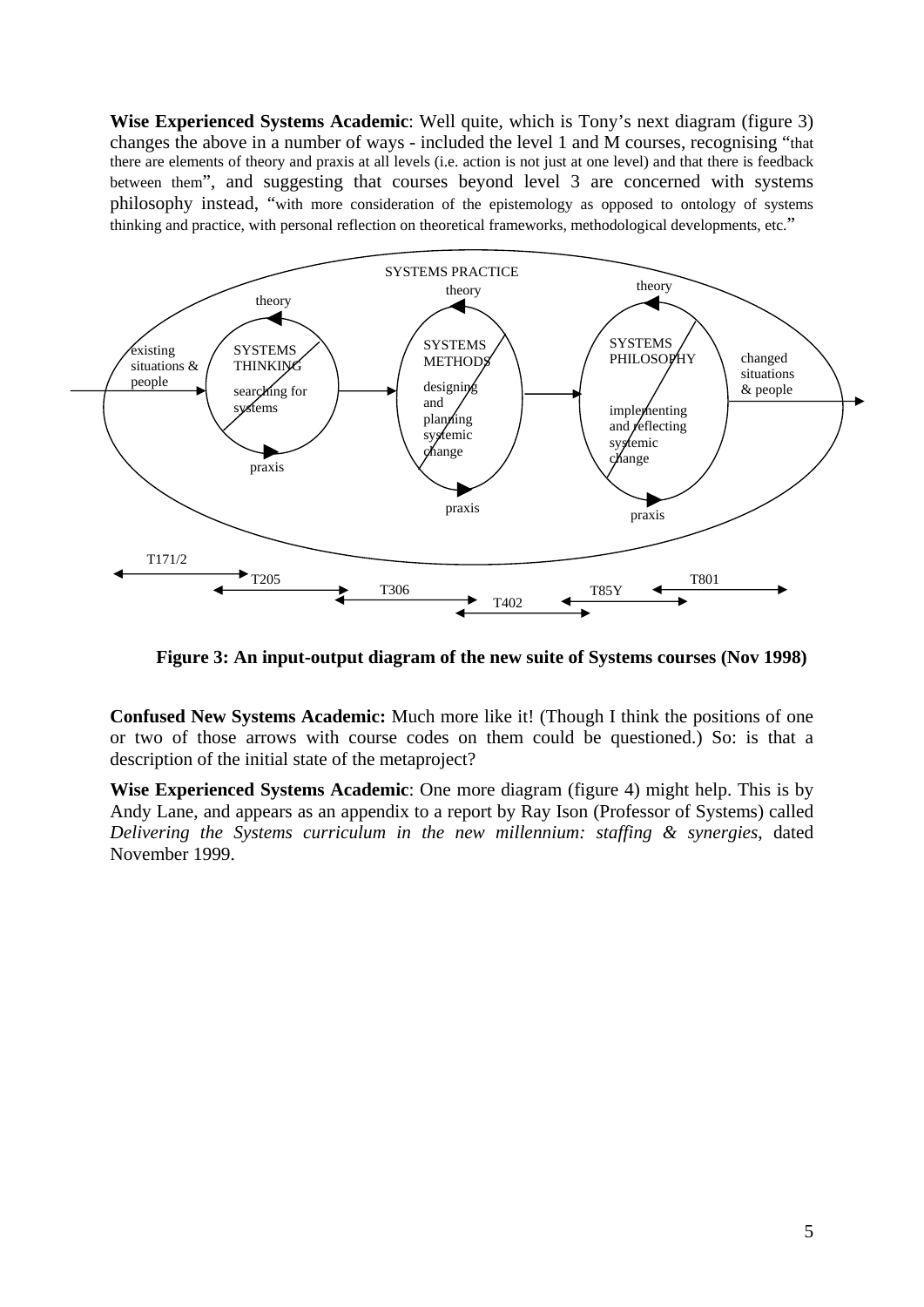**Wise Experienced Systems Academic**: Well quite, which is Tony's next diagram (figure 3) changes the above in a number of ways - included the level 1 and M courses, recognising "that there are elements of theory and praxis at all levels (i.e. action is not just at one level) and that there is feedback between them", and suggesting that courses beyond level 3 are concerned with systems philosophy instead, "with more consideration of the epistemology as opposed to ontology of systems thinking and practice, with personal reflection on theoretical frameworks, methodological developments, etc."

SYSTEMS PRACTICE

existing situations & people → SYSTEMS THINKING (theory / praxis; searching for systems) → SYSTEMS METHODS (theory / praxis; designing and planning systemic change) → SYSTEMS PHILOSOPHY (theory / praxis; implementing and reflecting systemic change) → changed situations & people

T171/2, T205, T306, T402, T85Y, T801

**Figure 3: An input-output diagram of the new suite of Systems courses (Nov 1998)**

**Confused New Systems Academic:** Much more like it! (Though I think the positions of one or two of those arrows with course codes on them could be questioned.) So: is that a description of the initial state of the metaproject?

**Wise Experienced Systems Academic**: One more diagram (figure 4) might help. This is by Andy Lane, and appears as an appendix to a report by Ray Ison (Professor of Systems) called *Delivering the Systems curriculum in the new millennium: staffing & synergies*, dated November 1999.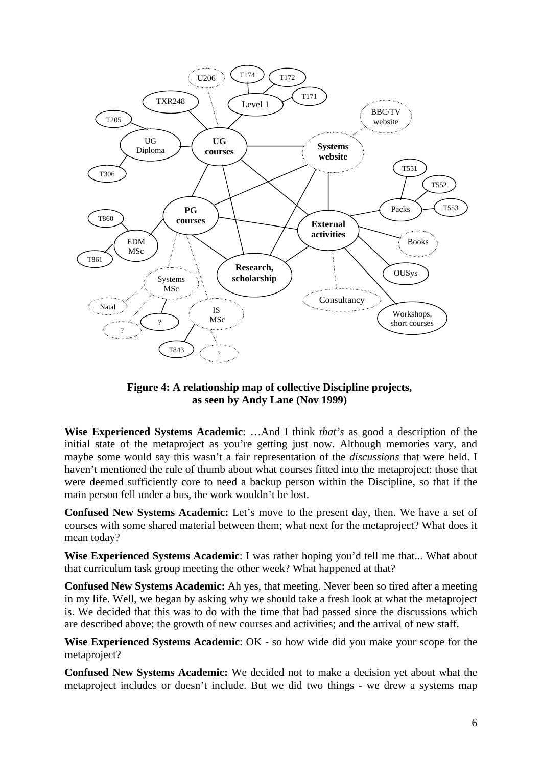**Figure 4: A relationship map of collective Discipline projects, as seen by Andy Lane (Nov 1999)**

**Wise Experienced Systems Academic**: …And I think *that's* as good a description of the initial state of the metaproject as you're getting just now. Although memories vary, and maybe some would say this wasn't a fair representation of the *discussions* that were held. I haven't mentioned the rule of thumb about what courses fitted into the metaproject: those that were deemed sufficiently core to need a backup person within the Discipline, so that if the main person fell under a bus, the work wouldn't be lost.

**Confused New Systems Academic:** Let's move to the present day, then. We have a set of courses with some shared material between them; what next for the metaproject? What does it mean today?

**Wise Experienced Systems Academic**: I was rather hoping you'd tell me that... What about that curriculum task group meeting the other week? What happened at that?

**Confused New Systems Academic:** Ah yes, that meeting. Never been so tired after a meeting in my life. Well, we began by asking why we should take a fresh look at what the metaproject is. We decided that this was to do with the time that had passed since the discussions which are described above; the growth of new courses and activities; and the arrival of new staff.

**Wise Experienced Systems Academic**: OK - so how wide did you make your scope for the metaproject?

**Confused New Systems Academic:** We decided not to make a decision yet about what the metaproject includes or doesn't include. But we did two things - we drew a systems map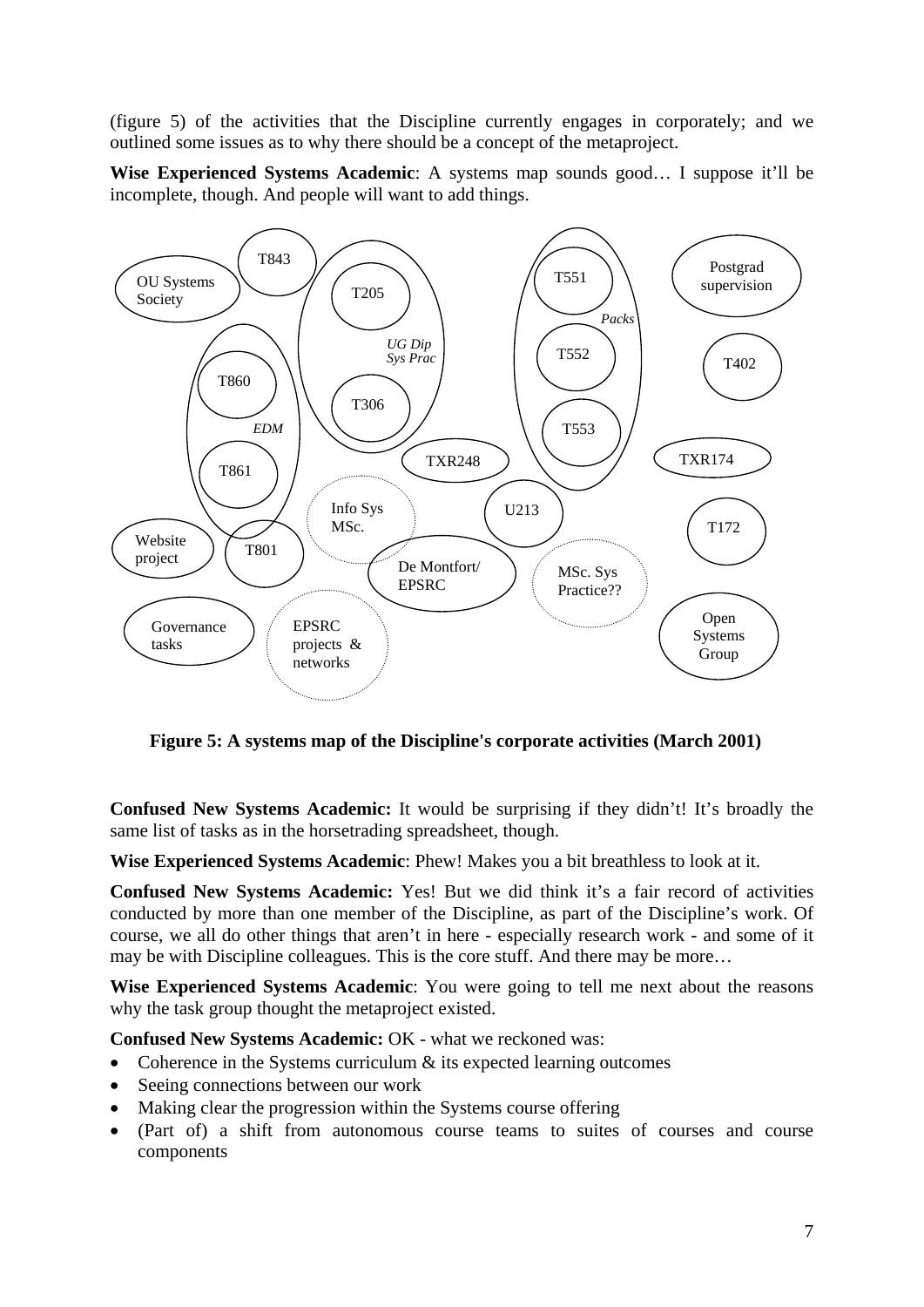(figure 5) of the activities that the Discipline currently engages in corporately; and we outlined some issues as to why there should be a concept of the metaproject.

**Wise Experienced Systems Academic**: A systems map sounds good… I suppose it'll be incomplete, though. And people will want to add things.

**Figure 5: A systems map of the Discipline's corporate activities (March 2001)**

**Confused New Systems Academic:** It would be surprising if they didn't! It's broadly the same list of tasks as in the horsetrading spreadsheet, though.

**Wise Experienced Systems Academic**: Phew! Makes you a bit breathless to look at it.

**Confused New Systems Academic:** Yes! But we did think it's a fair record of activities conducted by more than one member of the Discipline, as part of the Discipline's work. Of course, we all do other things that aren't in here - especially research work - and some of it may be with Discipline colleagues. This is the core stuff. And there may be more…

**Wise Experienced Systems Academic**: You were going to tell me next about the reasons why the task group thought the metaproject existed.

**Confused New Systems Academic:** OK - what we reckoned was:

- Coherence in the Systems curriculum & its expected learning outcomes
- Seeing connections between our work
- Making clear the progression within the Systems course offering
- (Part of) a shift from autonomous course teams to suites of courses and course components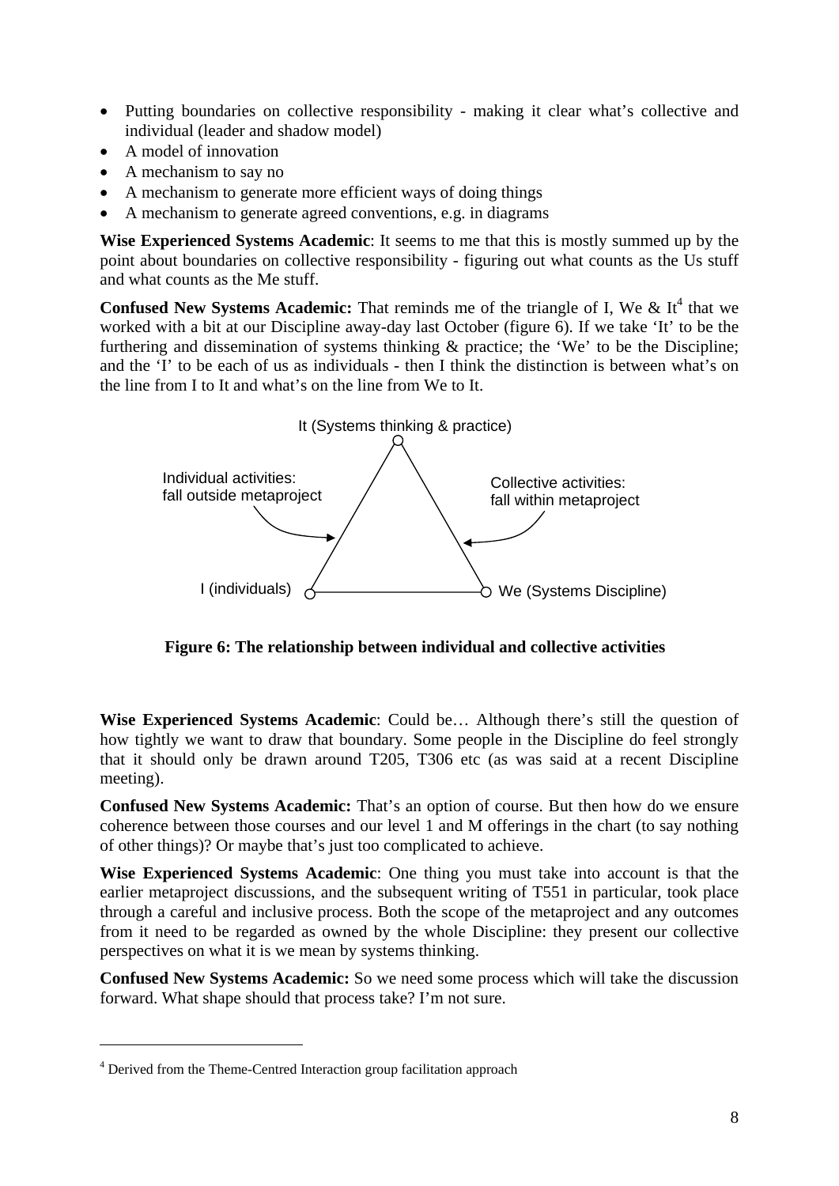- Putting boundaries on collective responsibility - making it clear what's collective and individual (leader and shadow model)
- A model of innovation
- A mechanism to say no
- A mechanism to generate more efficient ways of doing things
- A mechanism to generate agreed conventions, e.g. in diagrams

**Wise Experienced Systems Academic**: It seems to me that this is mostly summed up by the point about boundaries on collective responsibility - figuring out what counts as the Us stuff and what counts as the Me stuff.

**Confused New Systems Academic:** That reminds me of the triangle of I, We & It[4] that we worked with a bit at our Discipline away-day last October (figure 6). If we take 'It' to be the furthering and dissemination of systems thinking & practice; the 'We' to be the Discipline; and the 'I' to be each of us as individuals - then I think the distinction is between what's on the line from I to It and what's on the line from We to It.

It (Systems thinking & practice)

Individual activities: fall outside metaproject

Collective activities: fall within metaproject

I (individuals)

We (Systems Discipline)

**Figure 6: The relationship between individual and collective activities**

**Wise Experienced Systems Academic**: Could be… Although there's still the question of how tightly we want to draw that boundary. Some people in the Discipline do feel strongly that it should only be drawn around T205, T306 etc (as was said at a recent Discipline meeting).

**Confused New Systems Academic:** That's an option of course. But then how do we ensure coherence between those courses and our level 1 and M offerings in the chart (to say nothing of other things)? Or maybe that's just too complicated to achieve.

**Wise Experienced Systems Academic**: One thing you must take into account is that the earlier metaproject discussions, and the subsequent writing of T551 in particular, took place through a careful and inclusive process. Both the scope of the metaproject and any outcomes from it need to be regarded as owned by the whole Discipline: they present our collective perspectives on what it is we mean by systems thinking.

**Confused New Systems Academic:** So we need some process which will take the discussion forward. What shape should that process take? I'm not sure.

[4] Derived from the Theme-Centred Interaction group facilitation approach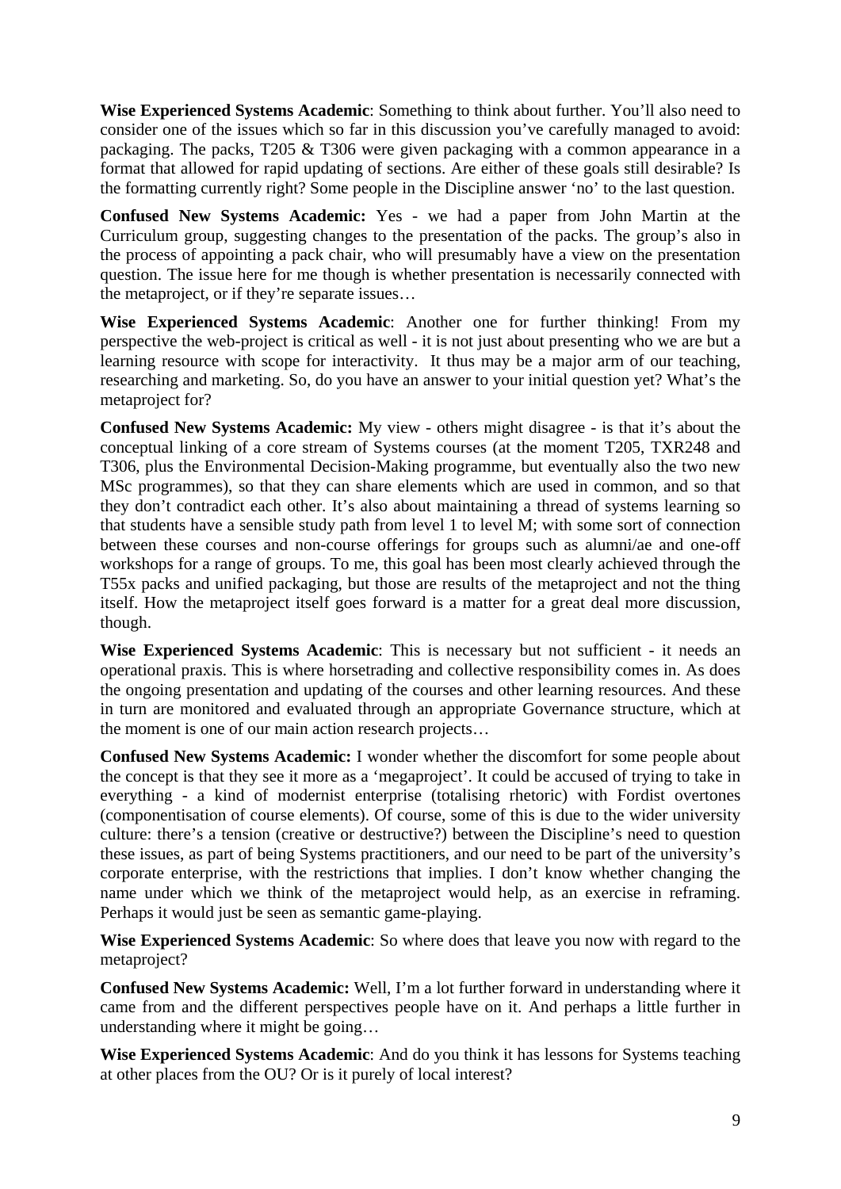**Wise Experienced Systems Academic**: Something to think about further. You'll also need to consider one of the issues which so far in this discussion you've carefully managed to avoid: packaging. The packs, T205 & T306 were given packaging with a common appearance in a format that allowed for rapid updating of sections. Are either of these goals still desirable? Is the formatting currently right? Some people in the Discipline answer 'no' to the last question.

**Confused New Systems Academic:** Yes - we had a paper from John Martin at the Curriculum group, suggesting changes to the presentation of the packs. The group's also in the process of appointing a pack chair, who will presumably have a view on the presentation question. The issue here for me though is whether presentation is necessarily connected with the metaproject, or if they're separate issues…

**Wise Experienced Systems Academic**: Another one for further thinking! From my perspective the web-project is critical as well - it is not just about presenting who we are but a learning resource with scope for interactivity. It thus may be a major arm of our teaching, researching and marketing. So, do you have an answer to your initial question yet? What's the metaproject for?

**Confused New Systems Academic:** My view - others might disagree - is that it's about the conceptual linking of a core stream of Systems courses (at the moment T205, TXR248 and T306, plus the Environmental Decision-Making programme, but eventually also the two new MSc programmes), so that they can share elements which are used in common, and so that they don't contradict each other. It's also about maintaining a thread of systems learning so that students have a sensible study path from level 1 to level M; with some sort of connection between these courses and non-course offerings for groups such as alumni/ae and one-off workshops for a range of groups. To me, this goal has been most clearly achieved through the T55x packs and unified packaging, but those are results of the metaproject and not the thing itself. How the metaproject itself goes forward is a matter for a great deal more discussion, though.

**Wise Experienced Systems Academic**: This is necessary but not sufficient - it needs an operational praxis. This is where horsetrading and collective responsibility comes in. As does the ongoing presentation and updating of the courses and other learning resources. And these in turn are monitored and evaluated through an appropriate Governance structure, which at the moment is one of our main action research projects…

**Confused New Systems Academic:** I wonder whether the discomfort for some people about the concept is that they see it more as a 'megaproject'. It could be accused of trying to take in everything - a kind of modernist enterprise (totalising rhetoric) with Fordist overtones (componentisation of course elements). Of course, some of this is due to the wider university culture: there's a tension (creative or destructive?) between the Discipline's need to question these issues, as part of being Systems practitioners, and our need to be part of the university's corporate enterprise, with the restrictions that implies. I don't know whether changing the name under which we think of the metaproject would help, as an exercise in reframing. Perhaps it would just be seen as semantic game-playing.

**Wise Experienced Systems Academic**: So where does that leave you now with regard to the metaproject?

**Confused New Systems Academic:** Well, I'm a lot further forward in understanding where it came from and the different perspectives people have on it. And perhaps a little further in understanding where it might be going…

**Wise Experienced Systems Academic**: And do you think it has lessons for Systems teaching at other places from the OU? Or is it purely of local interest?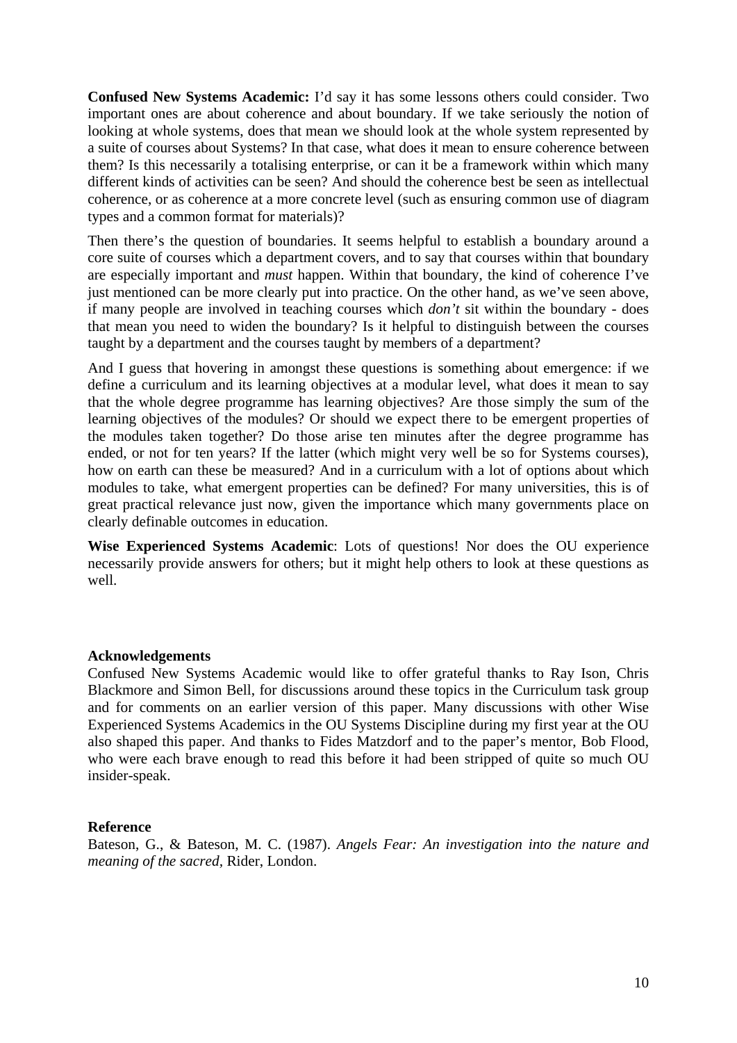**Confused New Systems Academic:** I'd say it has some lessons others could consider. Two important ones are about coherence and about boundary. If we take seriously the notion of looking at whole systems, does that mean we should look at the whole system represented by a suite of courses about Systems? In that case, what does it mean to ensure coherence between them? Is this necessarily a totalising enterprise, or can it be a framework within which many different kinds of activities can be seen? And should the coherence best be seen as intellectual coherence, or as coherence at a more concrete level (such as ensuring common use of diagram types and a common format for materials)?

Then there's the question of boundaries. It seems helpful to establish a boundary around a core suite of courses which a department covers, and to say that courses within that boundary are especially important and *must* happen. Within that boundary, the kind of coherence I've just mentioned can be more clearly put into practice. On the other hand, as we've seen above, if many people are involved in teaching courses which *don't* sit within the boundary - does that mean you need to widen the boundary? Is it helpful to distinguish between the courses taught by a department and the courses taught by members of a department?

And I guess that hovering in amongst these questions is something about emergence: if we define a curriculum and its learning objectives at a modular level, what does it mean to say that the whole degree programme has learning objectives? Are those simply the sum of the learning objectives of the modules? Or should we expect there to be emergent properties of the modules taken together? Do those arise ten minutes after the degree programme has ended, or not for ten years? If the latter (which might very well be so for Systems courses), how on earth can these be measured? And in a curriculum with a lot of options about which modules to take, what emergent properties can be defined? For many universities, this is of great practical relevance just now, given the importance which many governments place on clearly definable outcomes in education.

**Wise Experienced Systems Academic**: Lots of questions! Nor does the OU experience necessarily provide answers for others; but it might help others to look at these questions as well.

### Acknowledgements

Confused New Systems Academic would like to offer grateful thanks to Ray Ison, Chris Blackmore and Simon Bell, for discussions around these topics in the Curriculum task group and for comments on an earlier version of this paper. Many discussions with other Wise Experienced Systems Academics in the OU Systems Discipline during my first year at the OU also shaped this paper. And thanks to Fides Matzdorf and to the paper's mentor, Bob Flood, who were each brave enough to read this before it had been stripped of quite so much OU insider-speak.

### Reference

Bateson, G., & Bateson, M. C. (1987). *Angels Fear: An investigation into the nature and meaning of the sacred*, Rider, London.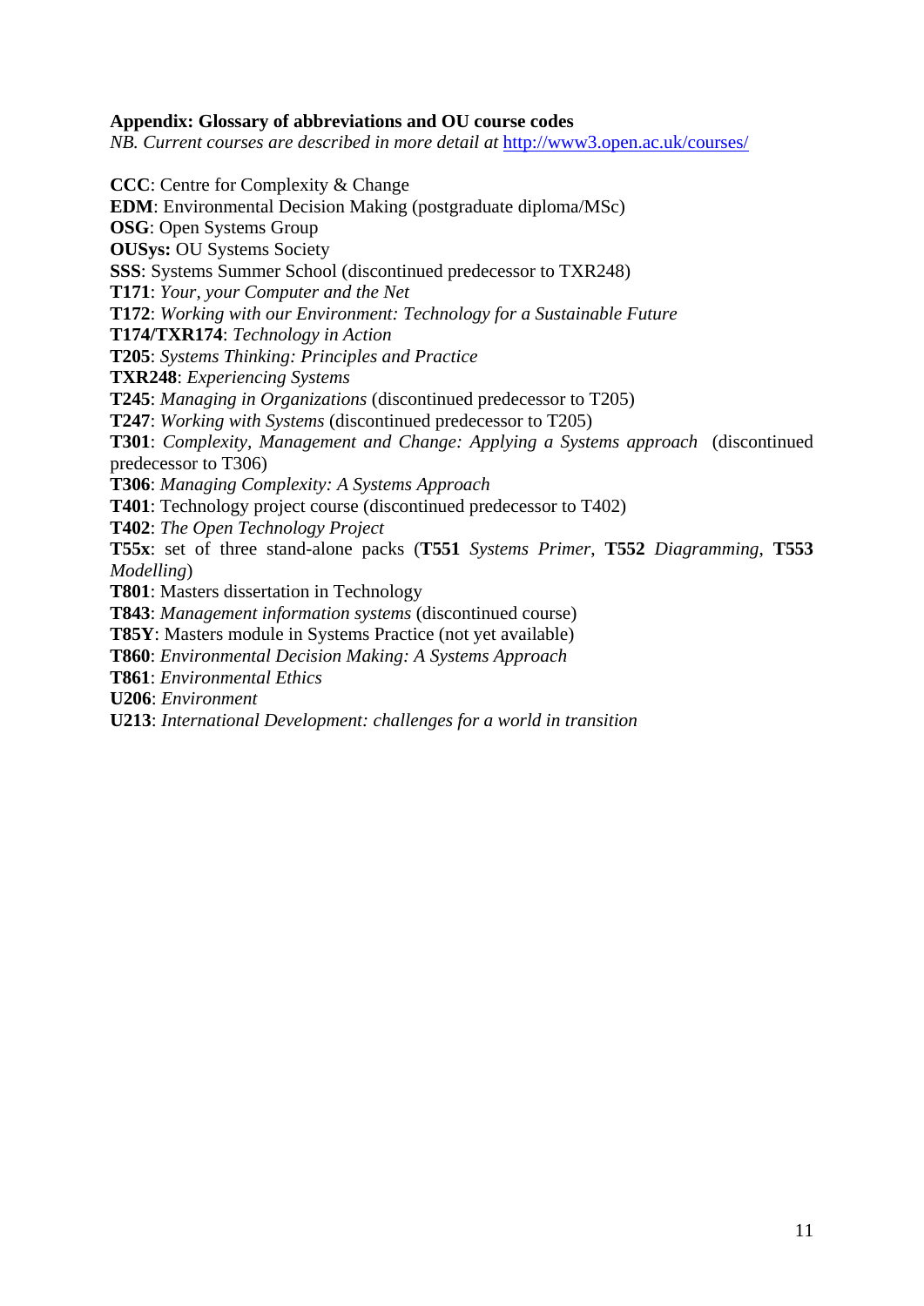**Appendix: Glossary of abbreviations and OU course codes**

*NB. Current courses are described in more detail at* [http://www3.open.ac.uk/courses/](http://www3.open.ac.uk/courses/)

**CCC**: Centre for Complexity & Change
**EDM**: Environmental Decision Making (postgraduate diploma/MSc)
**OSG**: Open Systems Group
**OUSys:** OU Systems Society
**SSS**: Systems Summer School (discontinued predecessor to TXR248)
**T171**: *Your, your Computer and the Net*
**T172**: *Working with our Environment: Technology for a Sustainable Future*
**T174/TXR174**: *Technology in Action*
**T205**: *Systems Thinking: Principles and Practice*
**TXR248**: *Experiencing Systems*
**T245**: *Managing in Organizations* (discontinued predecessor to T205)
**T247**: *Working with Systems* (discontinued predecessor to T205)
**T301**: *Complexity, Management and Change: Applying a Systems approach* (discontinued predecessor to T306)
**T306**: *Managing Complexity: A Systems Approach*
**T401**: Technology project course (discontinued predecessor to T402)
**T402**: *The Open Technology Project*
**T55x**: set of three stand-alone packs (**T551** *Systems Primer*, **T552** *Diagramming*, **T553** *Modelling*)
**T801**: Masters dissertation in Technology
**T843**: *Management information systems* (discontinued course)
**T85Y**: Masters module in Systems Practice (not yet available)
**T860**: *Environmental Decision Making: A Systems Approach*
**T861**: *Environmental Ethics*
**U206**: *Environment*
**U213**: *International Development: challenges for a world in transition*